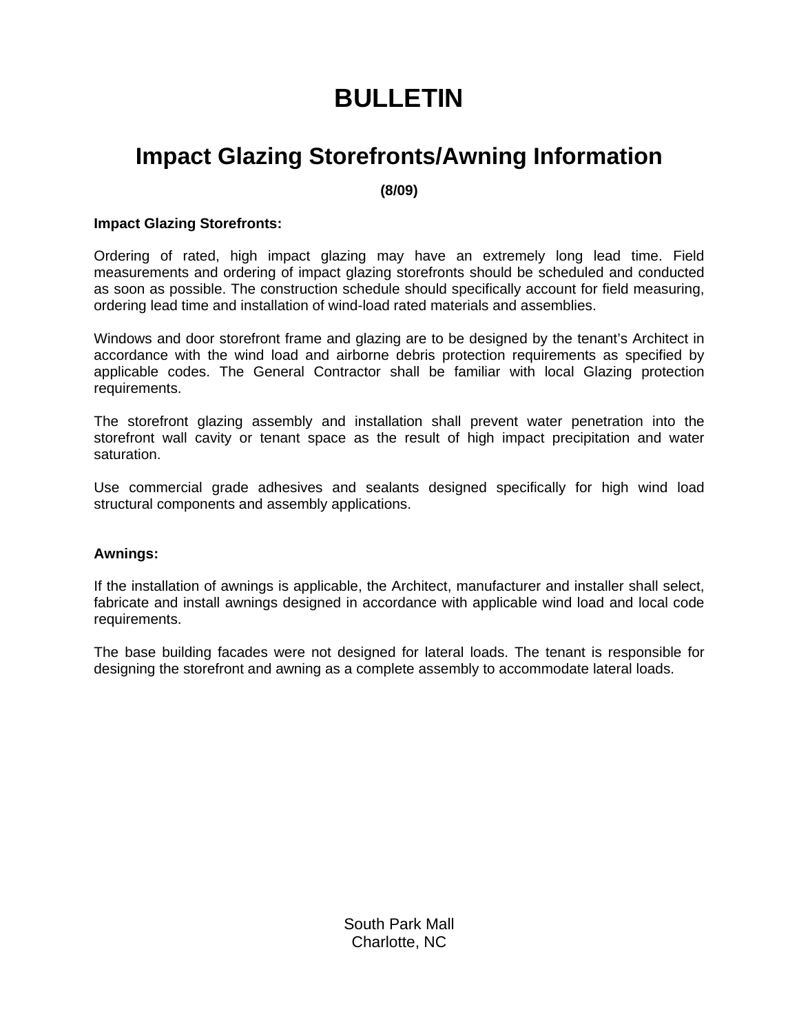# BULLETIN

## Impact Glazing Storefronts/Awning Information

**(8/09)**

**Impact Glazing Storefronts:**

Ordering of rated, high impact glazing may have an extremely long lead time. Field measurements and ordering of impact glazing storefronts should be scheduled and conducted as soon as possible. The construction schedule should specifically account for field measuring, ordering lead time and installation of wind-load rated materials and assemblies.

Windows and door storefront frame and glazing are to be designed by the tenant's Architect in accordance with the wind load and airborne debris protection requirements as specified by applicable codes. The General Contractor shall be familiar with local Glazing protection requirements.

The storefront glazing assembly and installation shall prevent water penetration into the storefront wall cavity or tenant space as the result of high impact precipitation and water saturation.

Use commercial grade adhesives and sealants designed specifically for high wind load structural components and assembly applications.

**Awnings:**

If the installation of awnings is applicable, the Architect, manufacturer and installer shall select, fabricate and install awnings designed in accordance with applicable wind load and local code requirements.

The base building facades were not designed for lateral loads. The tenant is responsible for designing the storefront and awning as a complete assembly to accommodate lateral loads.

South Park Mall
Charlotte, NC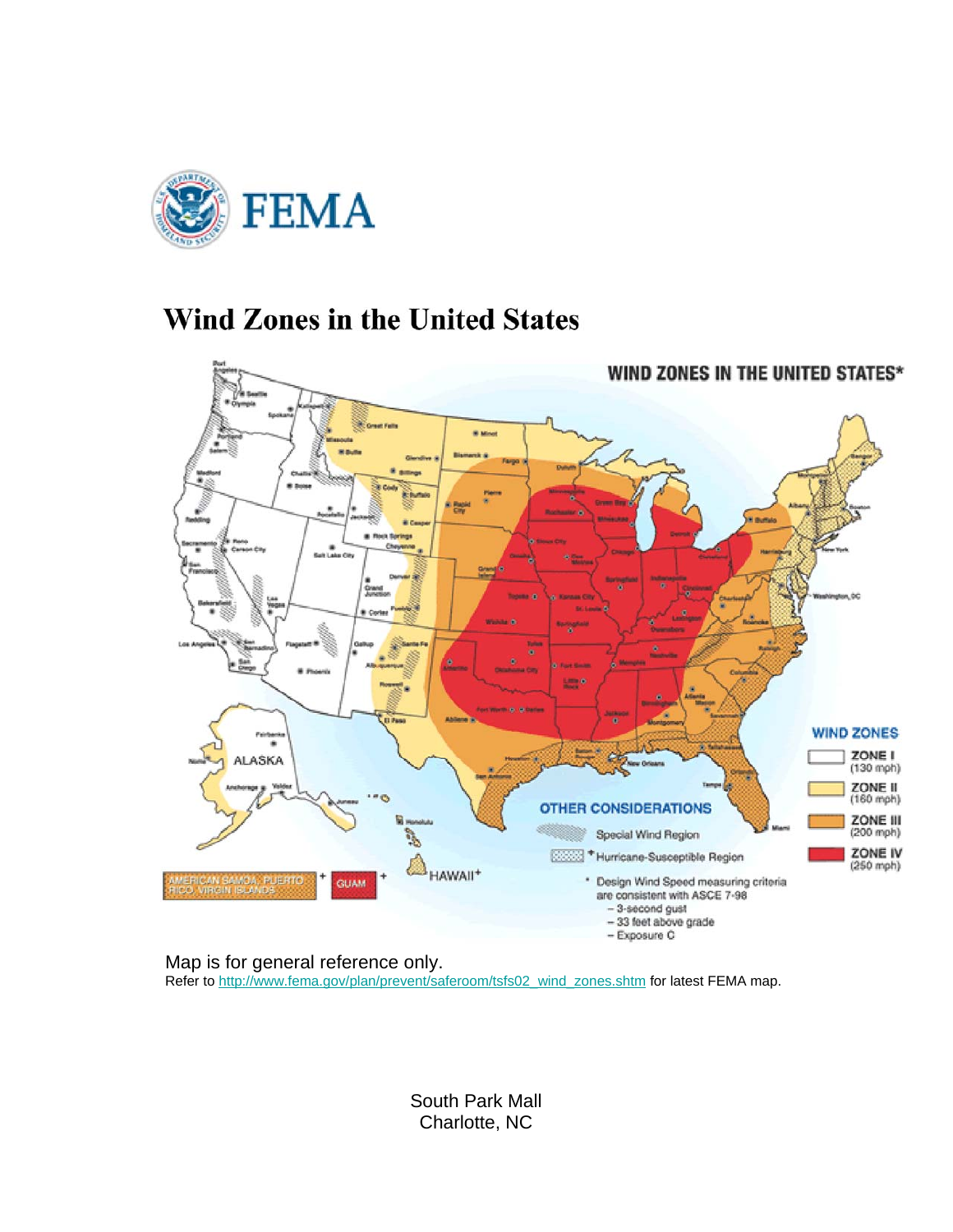FEMA

# Wind Zones in the United States

WIND ZONES IN THE UNITED STATES*

WIND ZONES

ZONE I (130 mph)

ZONE II (160 mph)

ZONE III (200 mph)

ZONE IV (250 mph)

OTHER CONSIDERATIONS

Special Wind Region

+ Hurricane-Susceptible Region

AMERICAN SAMOA, PUERTO RICO, VIRGIN ISLANDS +

GUAM +

HAWAII+

ALASKA

* Design Wind Speed measuring criteria are consistent with ASCE 7-98
- 3-second gust
- 33 feet above grade
- Exposure C

Map is for general reference only.

Refer to [http://www.fema.gov/plan/prevent/saferoom/tsfs02_wind_zones.shtm](http://www.fema.gov/plan/prevent/saferoom/tsfs02_wind_zones.shtm) for latest FEMA map.

South Park Mall
Charlotte, NC